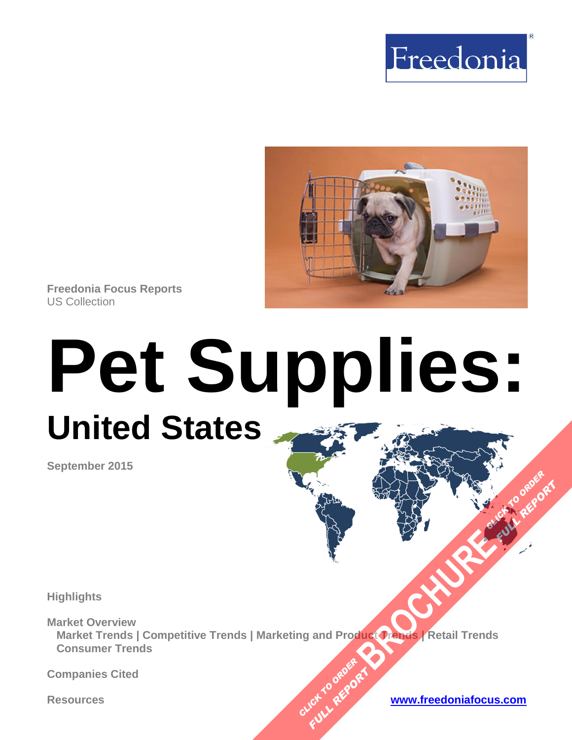Freedonia

Freedonia Focus Reports
US Collection

# Pet Supplies:

## United States

September 2015

Highlights

Market Overview
Market Trends | Competitive Trends | Marketing and Product Trends | Retail Trends
Consumer Trends

Companies Cited

Resources

www.freedoniafocus.com

CLICK TO ORDER FULL REPORT BROCHURE CLICK TO ORDER FULL REPORT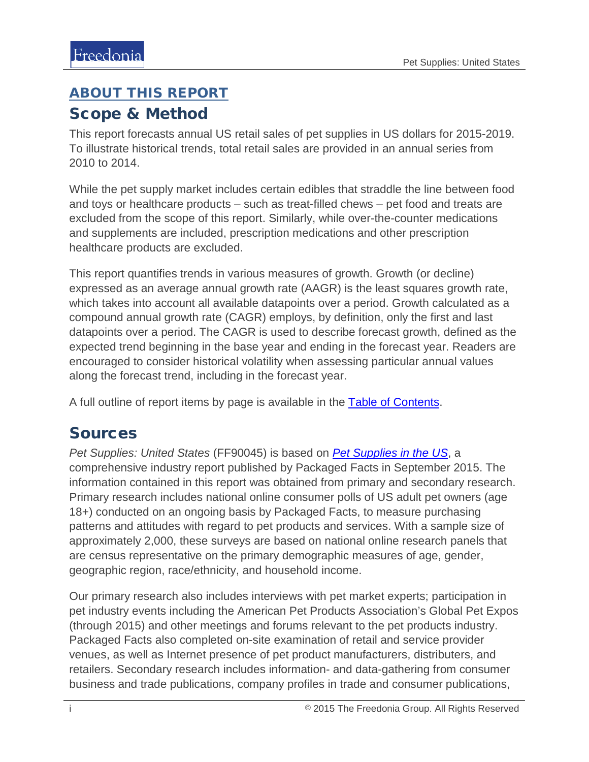## ABOUT THIS REPORT

## Scope & Method

This report forecasts annual US retail sales of pet supplies in US dollars for 2015-2019. To illustrate historical trends, total retail sales are provided in an annual series from 2010 to 2014.

While the pet supply market includes certain edibles that straddle the line between food and toys or healthcare products – such as treat-filled chews – pet food and treats are excluded from the scope of this report. Similarly, while over-the-counter medications and supplements are included, prescription medications and other prescription healthcare products are excluded.

This report quantifies trends in various measures of growth. Growth (or decline) expressed as an average annual growth rate (AAGR) is the least squares growth rate, which takes into account all available datapoints over a period. Growth calculated as a compound annual growth rate (CAGR) employs, by definition, only the first and last datapoints over a period. The CAGR is used to describe forecast growth, defined as the expected trend beginning in the base year and ending in the forecast year. Readers are encouraged to consider historical volatility when assessing particular annual values along the forecast trend, including in the forecast year.

A full outline of report items by page is available in the Table of Contents.

## Sources

*Pet Supplies: United States* (FF90045) is based on *Pet Supplies in the US*, a comprehensive industry report published by Packaged Facts in September 2015. The information contained in this report was obtained from primary and secondary research. Primary research includes national online consumer polls of US adult pet owners (age 18+) conducted on an ongoing basis by Packaged Facts, to measure purchasing patterns and attitudes with regard to pet products and services. With a sample size of approximately 2,000, these surveys are based on national online research panels that are census representative on the primary demographic measures of age, gender, geographic region, race/ethnicity, and household income.

Our primary research also includes interviews with pet market experts; participation in pet industry events including the American Pet Products Association's Global Pet Expos (through 2015) and other meetings and forums relevant to the pet products industry. Packaged Facts also completed on-site examination of retail and service provider venues, as well as Internet presence of pet product manufacturers, distributers, and retailers. Secondary research includes information- and data-gathering from consumer business and trade publications, company profiles in trade and consumer publications,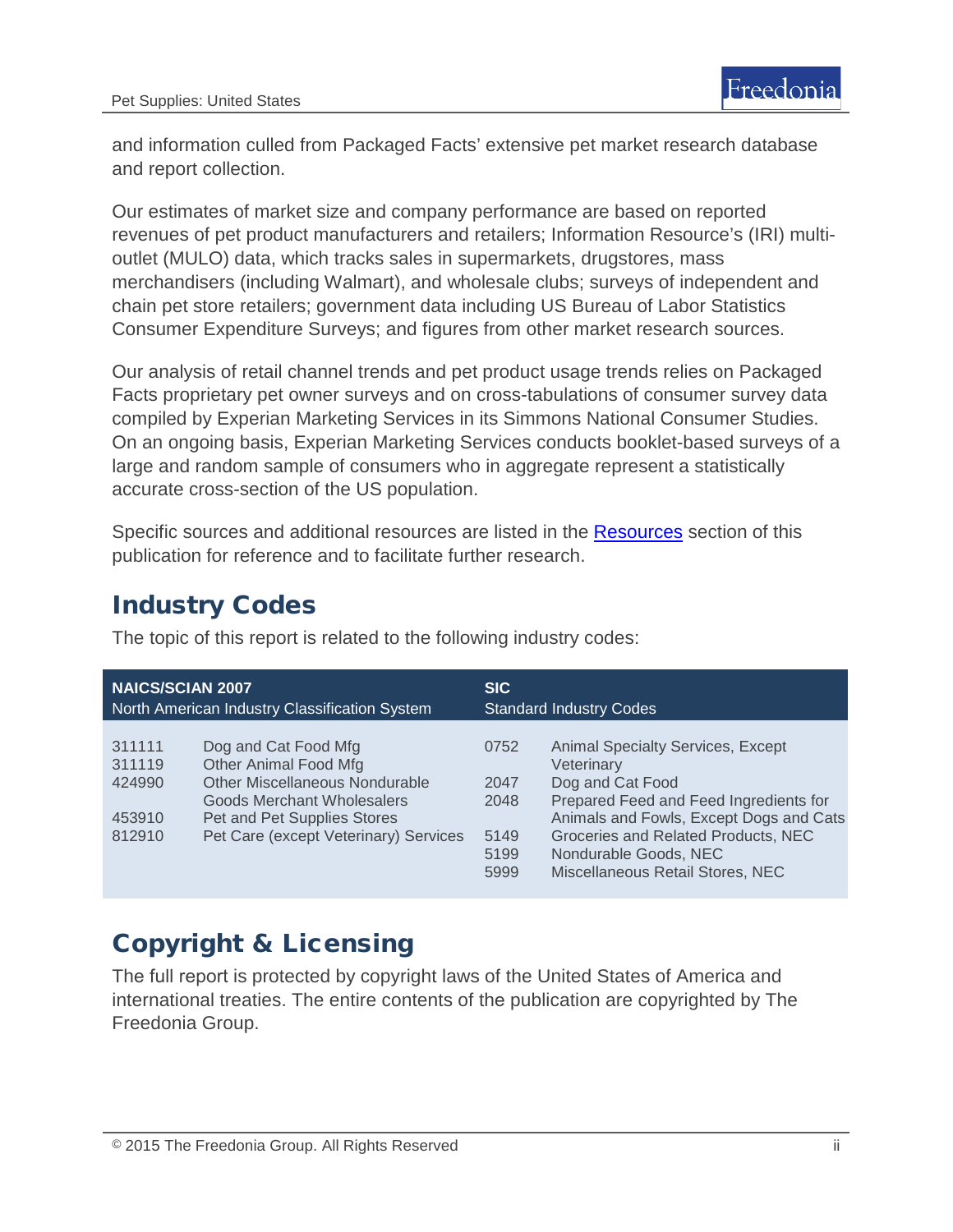and information culled from Packaged Facts' extensive pet market research database and report collection.

Our estimates of market size and company performance are based on reported revenues of pet product manufacturers and retailers; Information Resource's (IRI) multi-outlet (MULO) data, which tracks sales in supermarkets, drugstores, mass merchandisers (including Walmart), and wholesale clubs; surveys of independent and chain pet store retailers; government data including US Bureau of Labor Statistics Consumer Expenditure Surveys; and figures from other market research sources.

Our analysis of retail channel trends and pet product usage trends relies on Packaged Facts proprietary pet owner surveys and on cross-tabulations of consumer survey data compiled by Experian Marketing Services in its Simmons National Consumer Studies. On an ongoing basis, Experian Marketing Services conducts booklet-based surveys of a large and random sample of consumers who in aggregate represent a statistically accurate cross-section of the US population.

Specific sources and additional resources are listed in the Resources section of this publication for reference and to facilitate further research.

## Industry Codes

The topic of this report is related to the following industry codes:

| **NAICS/SCIAN 2007** North American Industry Classification System | | **SIC** Standard Industry Codes | |
|---|---|---|---|
| 311111 | Dog and Cat Food Mfg | 0752 | Animal Specialty Services, Except Veterinary |
| 311119 | Other Animal Food Mfg | 2047 | Dog and Cat Food |
| 424990 | Other Miscellaneous Nondurable Goods Merchant Wholesalers | 2048 | Prepared Feed and Feed Ingredients for Animals and Fowls, Except Dogs and Cats |
| 453910 | Pet and Pet Supplies Stores | 5149 | Groceries and Related Products, NEC |
| 812910 | Pet Care (except Veterinary) Services | 5199 | Nondurable Goods, NEC |
| | | 5999 | Miscellaneous Retail Stores, NEC |

## Copyright & Licensing

The full report is protected by copyright laws of the United States of America and international treaties. The entire contents of the publication are copyrighted by The Freedonia Group.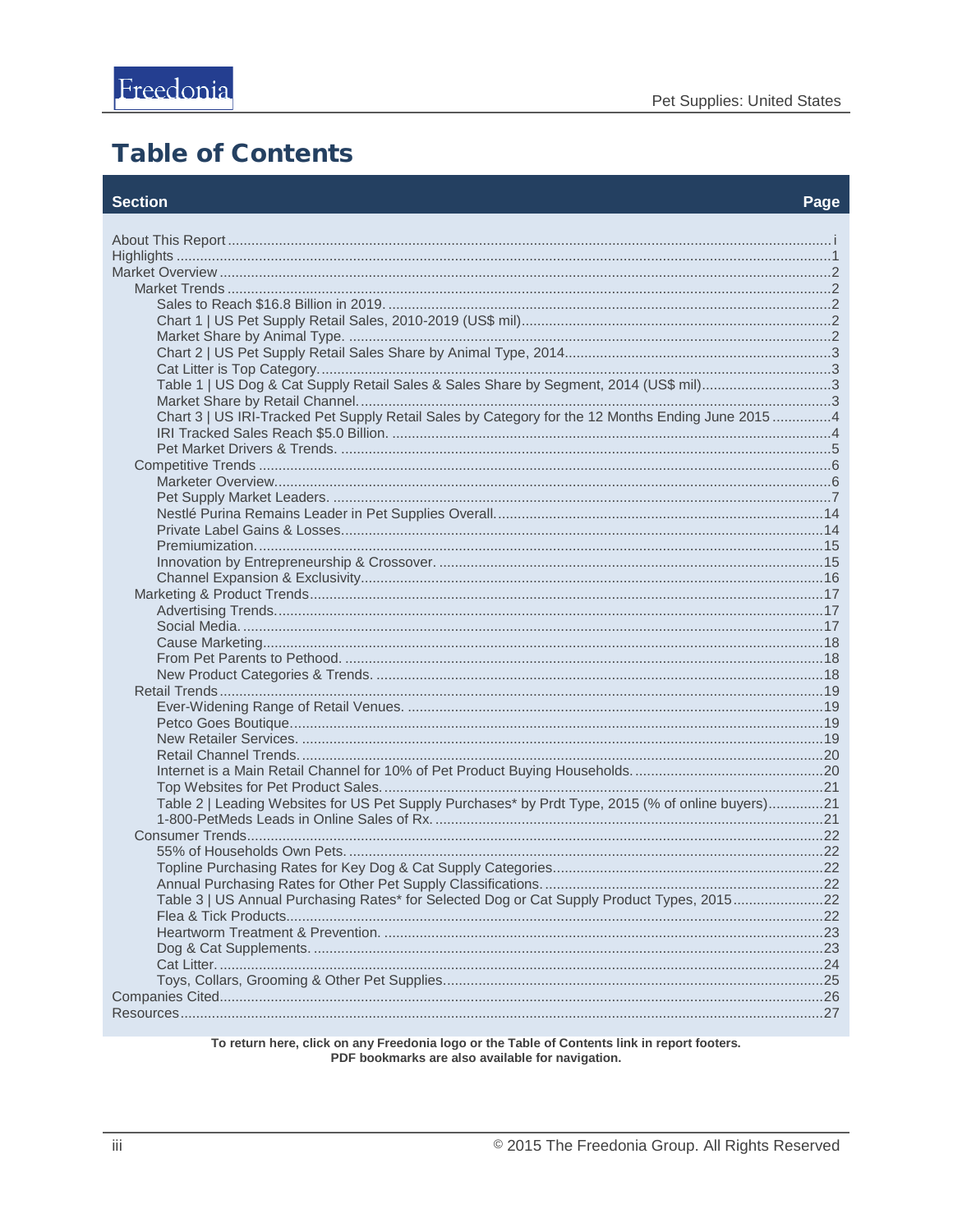# Table of Contents

| Section | Page |
|---|---|
| About This Report | i |
| Highlights | 1 |
| Market Overview | 2 |
| Market Trends | 2 |
| Sales to Reach $16.8 Billion in 2019. | 2 |
| Chart 1 \| US Pet Supply Retail Sales, 2010-2019 (US$ mil) | 2 |
| Market Share by Animal Type. | 2 |
| Chart 2 \| US Pet Supply Retail Sales Share by Animal Type, 2014 | 3 |
| Cat Litter is Top Category. | 3 |
| Table 1 \| US Dog & Cat Supply Retail Sales & Sales Share by Segment, 2014 (US$ mil) | 3 |
| Market Share by Retail Channel. | 3 |
| Chart 3 \| US IRI-Tracked Pet Supply Retail Sales by Category for the 12 Months Ending June 2015 | 4 |
| IRI Tracked Sales Reach $5.0 Billion. | 4 |
| Pet Market Drivers & Trends. | 5 |
| Competitive Trends | 6 |
| Marketer Overview. | 6 |
| Pet Supply Market Leaders. | 7 |
| Nestlé Purina Remains Leader in Pet Supplies Overall. | 14 |
| Private Label Gains & Losses. | 14 |
| Premiumization. | 15 |
| Innovation by Entrepreneurship & Crossover. | 15 |
| Channel Expansion & Exclusivity. | 16 |
| Marketing & Product Trends | 17 |
| Advertising Trends. | 17 |
| Social Media. | 17 |
| Cause Marketing | 18 |
| From Pet Parents to Pethood. | 18 |
| New Product Categories & Trends. | 18 |
| Retail Trends | 19 |
| Ever-Widening Range of Retail Venues. | 19 |
| Petco Goes Boutique. | 19 |
| New Retailer Services. | 19 |
| Retail Channel Trends. | 20 |
| Internet is a Main Retail Channel for 10% of Pet Product Buying Households. | 20 |
| Top Websites for Pet Product Sales. | 21 |
| Table 2 \| Leading Websites for US Pet Supply Purchases* by Prdt Type, 2015 (% of online buyers) | 21 |
| 1-800-PetMeds Leads in Online Sales of Rx. | 21 |
| Consumer Trends | 22 |
| 55% of Households Own Pets. | 22 |
| Topline Purchasing Rates for Key Dog & Cat Supply Categories | 22 |
| Annual Purchasing Rates for Other Pet Supply Classifications. | 22 |
| Table 3 \| US Annual Purchasing Rates* for Selected Dog or Cat Supply Product Types, 2015 | 22 |
| Flea & Tick Products | 22 |
| Heartworm Treatment & Prevention. | 23 |
| Dog & Cat Supplements. | 23 |
| Cat Litter. | 24 |
| Toys, Collars, Grooming & Other Pet Supplies | 25 |
| Companies Cited | 26 |
| Resources | 27 |

**To return here, click on any Freedonia logo or the Table of Contents link in report footers.
PDF bookmarks are also available for navigation.**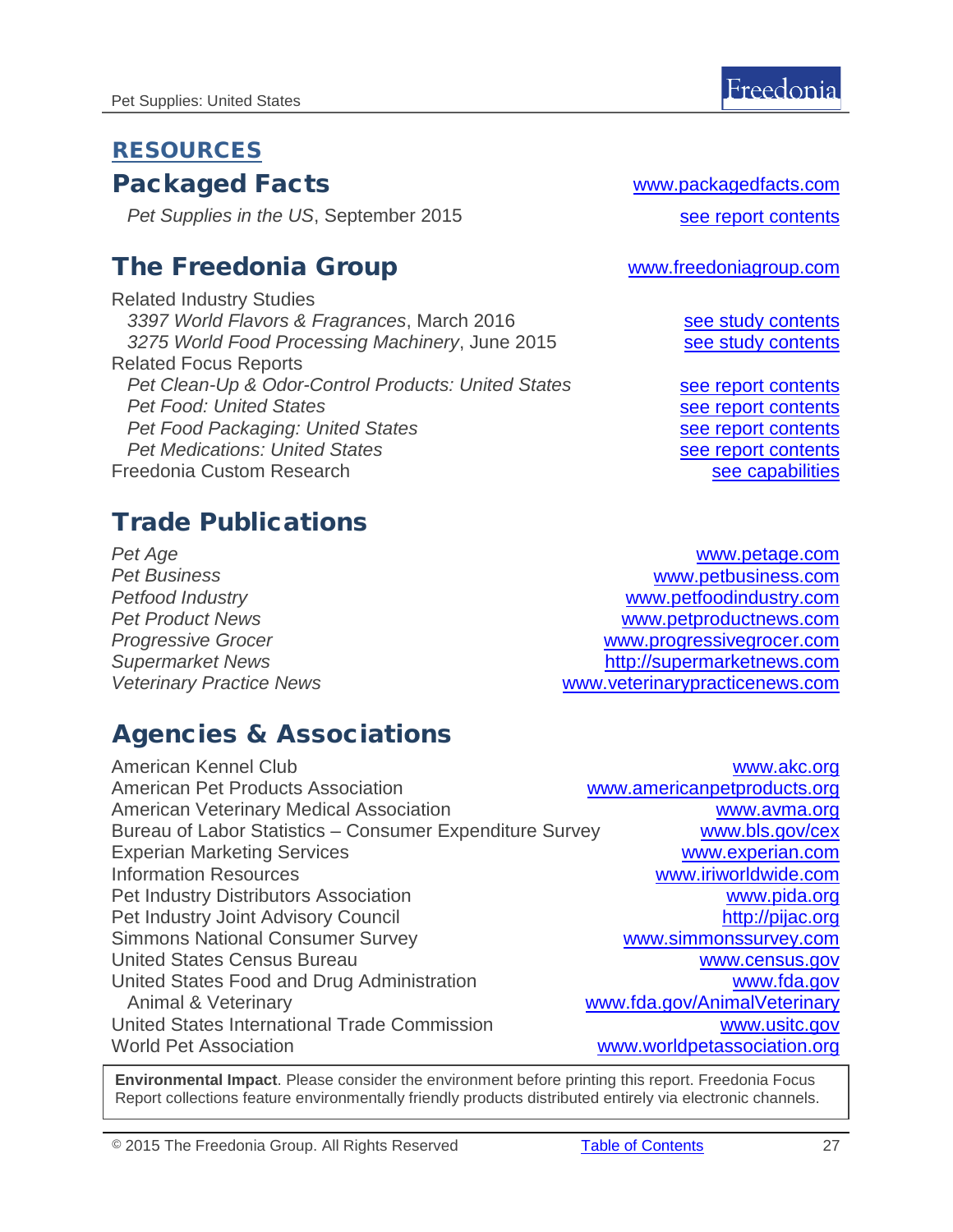# RESOURCES

## Packaged Facts

www.packagedfacts.com

*Pet Supplies in the US*, September 2015 — see report contents

## The Freedonia Group

www.freedoniagroup.com

Related Industry Studies

- *3397 World Flavors & Fragrances*, March 2016 — see study contents
- *3275 World Food Processing Machinery*, June 2015 — see study contents

Related Focus Reports

- *Pet Clean-Up & Odor-Control Products: United States* — see report contents
- *Pet Food: United States* — see report contents
- *Pet Food Packaging: United States* — see report contents
- *Pet Medications: United States* — see report contents

Freedonia Custom Research — see capabilities

## Trade Publications

| | |
|---|---|
| *Pet Age* | www.petage.com |
| *Pet Business* | www.petbusiness.com |
| *Petfood Industry* | www.petfoodindustry.com |
| *Pet Product News* | www.petproductnews.com |
| *Progressive Grocer* | www.progressivegrocer.com |
| *Supermarket News* | http://supermarketnews.com |
| *Veterinary Practice News* | www.veterinarypracticenews.com |

## Agencies & Associations

| | |
|---|---|
| American Kennel Club | www.akc.org |
| American Pet Products Association | www.americanpetproducts.org |
| American Veterinary Medical Association | www.avma.org |
| Bureau of Labor Statistics – Consumer Expenditure Survey | www.bls.gov/cex |
| Experian Marketing Services | www.experian.com |
| Information Resources | www.iriworldwide.com |
| Pet Industry Distributors Association | www.pida.org |
| Pet Industry Joint Advisory Council | http://pijac.org |
| Simmons National Consumer Survey | www.simmonssurvey.com |
| United States Census Bureau | www.census.gov |
| United States Food and Drug Administration | www.fda.gov |
| Animal & Veterinary | www.fda.gov/AnimalVeterinary |
| United States International Trade Commission | www.usitc.gov |
| World Pet Association | www.worldpetassociation.org |

**Environmental Impact**. Please consider the environment before printing this report. Freedonia Focus Report collections feature environmentally friendly products distributed entirely via electronic channels.